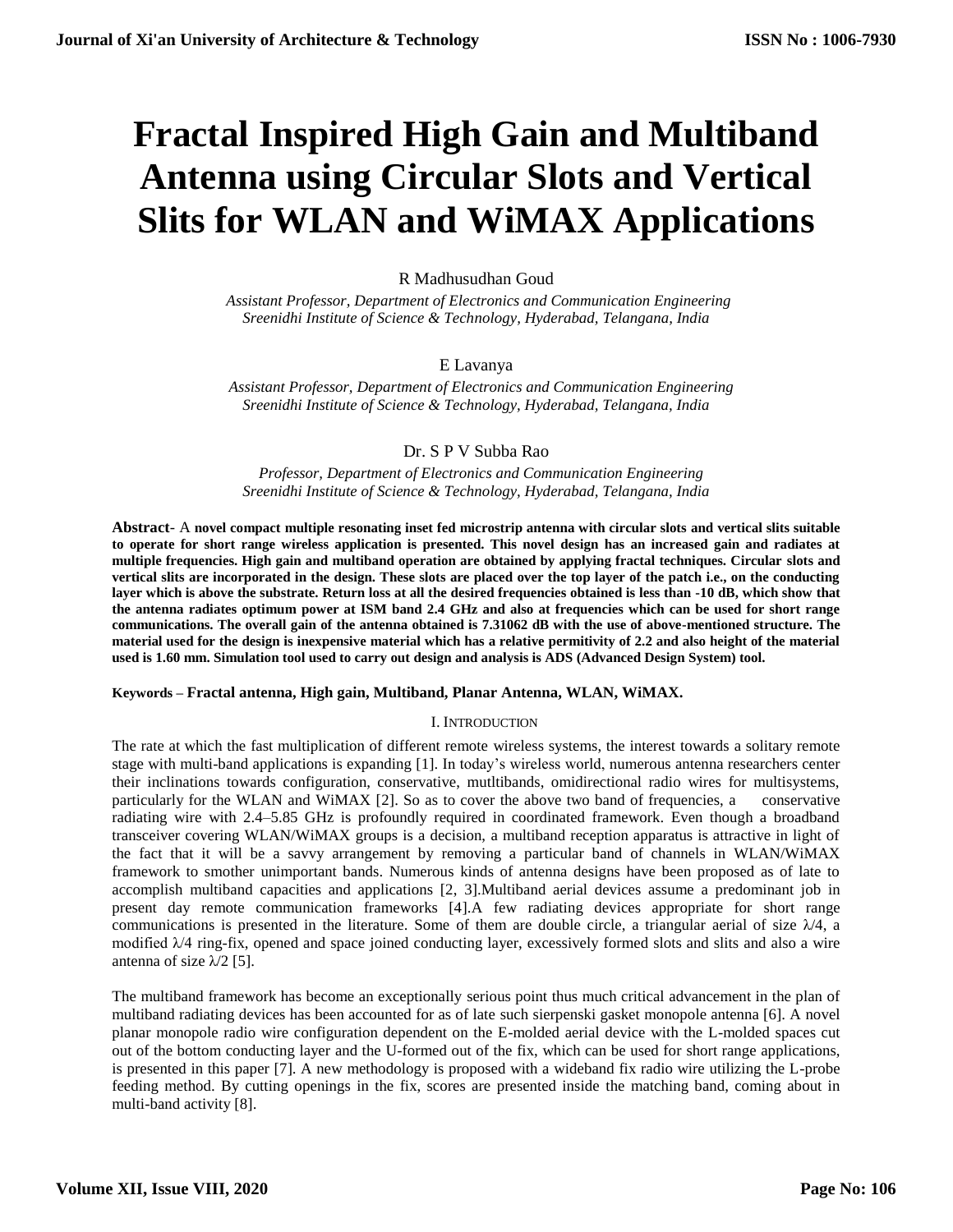# Fractal Inspired High Gain and Multiband Antenna using Circular Slots and Vertical Slits for WLAN and WiMAX Applications

R Madhusudhan Goud

*Assistant Professor, Department of Electronics and Communication Engineering*
*Sreenidhi Institute of Science & Technology, Hyderabad, Telangana, India*

E Lavanya

*Assistant Professor, Department of Electronics and Communication Engineering*
*Sreenidhi Institute of Science & Technology, Hyderabad, Telangana, India*

Dr. S P V Subba Rao

*Professor, Department of Electronics and Communication Engineering*
*Sreenidhi Institute of Science & Technology, Hyderabad, Telangana, India*

**Abstract**- A **novel compact multiple resonating inset fed microstrip antenna with circular slots and vertical slits suitable to operate for short range wireless application is presented. This novel design has an increased gain and radiates at multiple frequencies. High gain and multiband operation are obtained by applying fractal techniques. Circular slots and vertical slits are incorporated in the design. These slots are placed over the top layer of the patch i.e., on the conducting layer which is above the substrate. Return loss at all the desired frequencies obtained is less than -10 dB, which show that the antenna radiates optimum power at ISM band 2.4 GHz and also at frequencies which can be used for short range communications. The overall gain of the antenna obtained is 7.31062 dB with the use of above-mentioned structure. The material used for the design is inexpensive material which has a relative permitivity of 2.2 and also height of the material used is 1.60 mm. Simulation tool used to carry out design and analysis is ADS (Advanced Design System) tool.**

**Keywords – Fractal antenna, High gain, Multiband, Planar Antenna, WLAN, WiMAX.**

## I. Introduction

The rate at which the fast multiplication of different remote wireless systems, the interest towards a solitary remote stage with multi-band applications is expanding [1]. In today's wireless world, numerous antenna researchers center their inclinations towards configuration, conservative, mutltibands, omidirectional radio wires for multisystems, particularly for the WLAN and WiMAX [2]. So as to cover the above two band of frequencies, a conservative radiating wire with 2.4–5.85 GHz is profoundly required in coordinated framework. Even though a broadband transceiver covering WLAN/WiMAX groups is a decision, a multiband reception apparatus is attractive in light of the fact that it will be a savvy arrangement by removing a particular band of channels in WLAN/WiMAX framework to smother unimportant bands. Numerous kinds of antenna designs have been proposed as of late to accomplish multiband capacities and applications [2, 3].Multiband aerial devices assume a predominant job in present day remote communication frameworks [4].A few radiating devices appropriate for short range communications is presented in the literature. Some of them are double circle, a triangular aerial of size λ/4, a modified λ/4 ring-fix, opened and space joined conducting layer, excessively formed slots and slits and also a wire antenna of size λ/2 [5].

The multiband framework has become an exceptionally serious point thus much critical advancement in the plan of multiband radiating devices has been accounted for as of late such sierpenski gasket monopole antenna [6]. A novel planar monopole radio wire configuration dependent on the E-molded aerial device with the L-molded spaces cut out of the bottom conducting layer and the U-formed out of the fix, which can be used for short range applications, is presented in this paper [7]. A new methodology is proposed with a wideband fix radio wire utilizing the L-probe feeding method. By cutting openings in the fix, scores are presented inside the matching band, coming about in multi-band activity [8].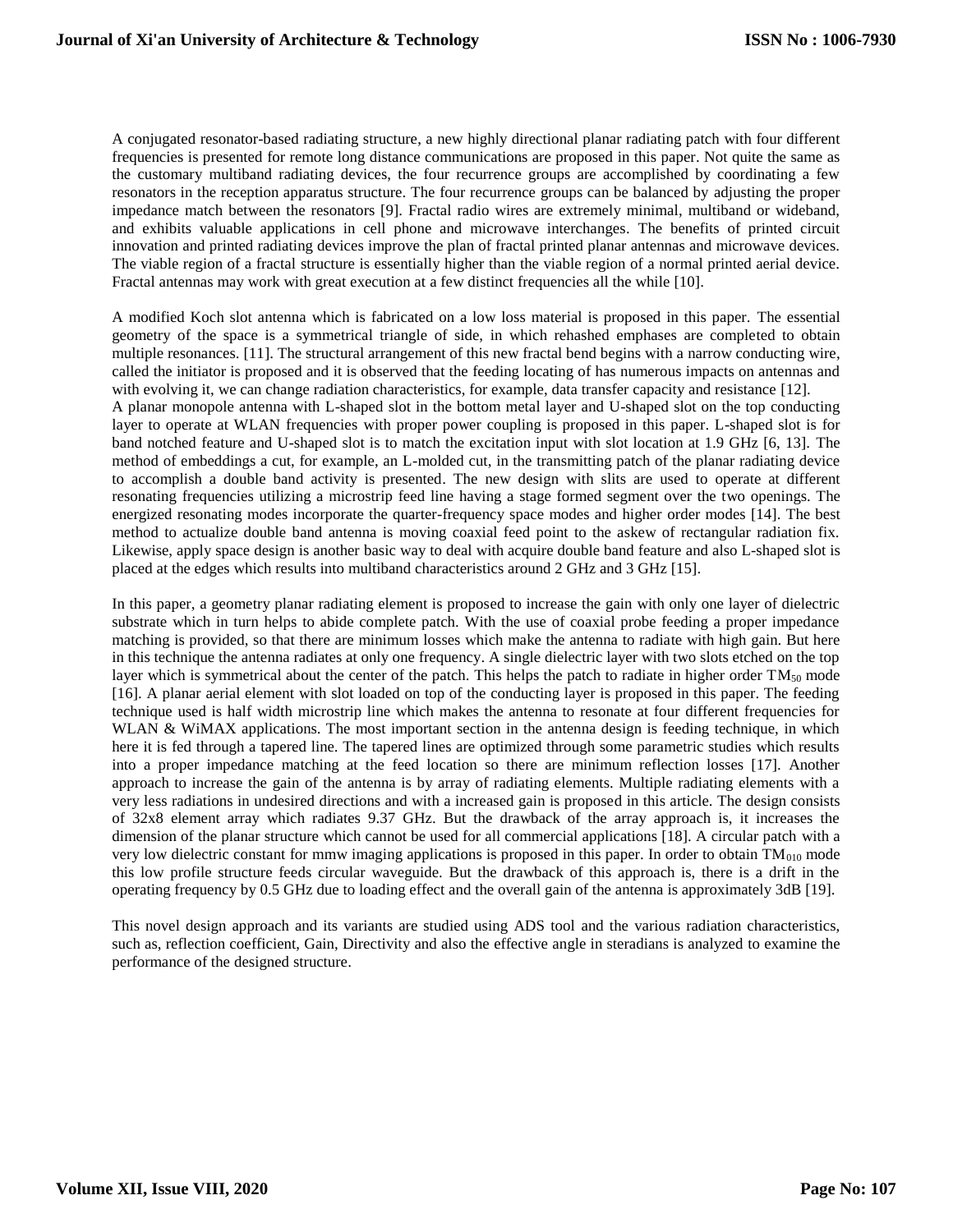A conjugated resonator-based radiating structure, a new highly directional planar radiating patch with four different frequencies is presented for remote long distance communications are proposed in this paper. Not quite the same as the customary multiband radiating devices, the four recurrence groups are accomplished by coordinating a few resonators in the reception apparatus structure. The four recurrence groups can be balanced by adjusting the proper impedance match between the resonators [9]. Fractal radio wires are extremely minimal, multiband or wideband, and exhibits valuable applications in cell phone and microwave interchanges. The benefits of printed circuit innovation and printed radiating devices improve the plan of fractal printed planar antennas and microwave devices. The viable region of a fractal structure is essentially higher than the viable region of a normal printed aerial device. Fractal antennas may work with great execution at a few distinct frequencies all the while [10].

A modified Koch slot antenna which is fabricated on a low loss material is proposed in this paper. The essential geometry of the space is a symmetrical triangle of side, in which rehashed emphases are completed to obtain multiple resonances. [11]. The structural arrangement of this new fractal bend begins with a narrow conducting wire, called the initiator is proposed and it is observed that the feeding locating of has numerous impacts on antennas and with evolving it, we can change radiation characteristics, for example, data transfer capacity and resistance [12].
A planar monopole antenna with L-shaped slot in the bottom metal layer and U-shaped slot on the top conducting layer to operate at WLAN frequencies with proper power coupling is proposed in this paper. L-shaped slot is for band notched feature and U-shaped slot is to match the excitation input with slot location at 1.9 GHz [6, 13]. The method of embeddings a cut, for example, an L-molded cut, in the transmitting patch of the planar radiating device to accomplish a double band activity is presented. The new design with slits are used to operate at different resonating frequencies utilizing a microstrip feed line having a stage formed segment over the two openings. The energized resonating modes incorporate the quarter-frequency space modes and higher order modes [14]. The best method to actualize double band antenna is moving coaxial feed point to the askew of rectangular radiation fix. Likewise, apply space design is another basic way to deal with acquire double band feature and also L-shaped slot is placed at the edges which results into multiband characteristics around 2 GHz and 3 GHz [15].

In this paper, a geometry planar radiating element is proposed to increase the gain with only one layer of dielectric substrate which in turn helps to abide complete patch. With the use of coaxial probe feeding a proper impedance matching is provided, so that there are minimum losses which make the antenna to radiate with high gain. But here in this technique the antenna radiates at only one frequency. A single dielectric layer with two slots etched on the top layer which is symmetrical about the center of the patch. This helps the patch to radiate in higher order $TM_{50}$ mode [16]. A planar aerial element with slot loaded on top of the conducting layer is proposed in this paper. The feeding technique used is half width microstrip line which makes the antenna to resonate at four different frequencies for WLAN & WiMAX applications. The most important section in the antenna design is feeding technique, in which here it is fed through a tapered line. The tapered lines are optimized through some parametric studies which results into a proper impedance matching at the feed location so there are minimum reflection losses [17]. Another approach to increase the gain of the antenna is by array of radiating elements. Multiple radiating elements with a very less radiations in undesired directions and with a increased gain is proposed in this article. The design consists of 32x8 element array which radiates 9.37 GHz. But the drawback of the array approach is, it increases the dimension of the planar structure which cannot be used for all commercial applications [18]. A circular patch with a very low dielectric constant for mmw imaging applications is proposed in this paper. In order to obtain $TM_{010}$ mode this low profile structure feeds circular waveguide. But the drawback of this approach is, there is a drift in the operating frequency by 0.5 GHz due to loading effect and the overall gain of the antenna is approximately 3dB [19].

This novel design approach and its variants are studied using ADS tool and the various radiation characteristics, such as, reflection coefficient, Gain, Directivity and also the effective angle in steradians is analyzed to examine the performance of the designed structure.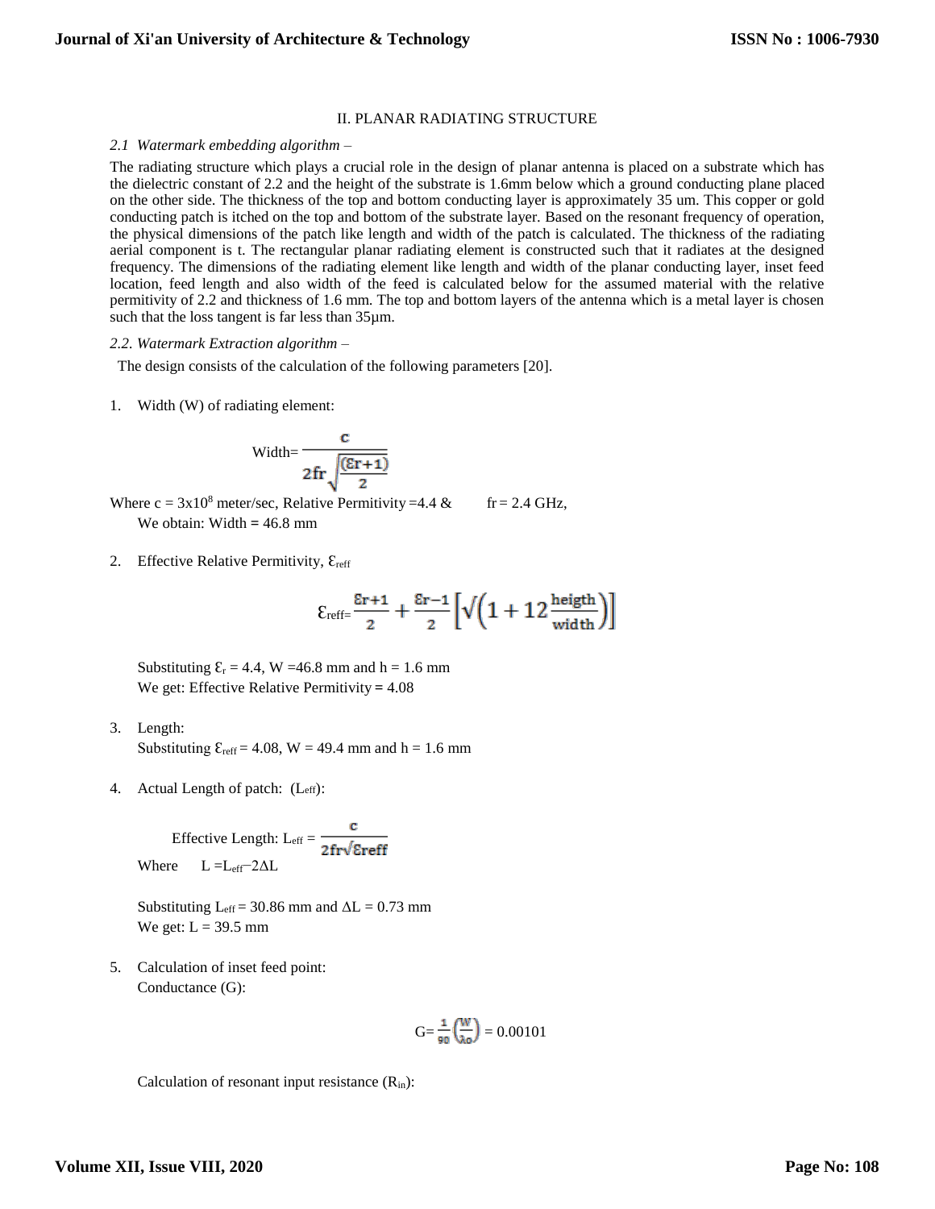## II. PLANAR RADIATING STRUCTURE

*2.1 Watermark embedding algorithm –*

The radiating structure which plays a crucial role in the design of planar antenna is placed on a substrate which has the dielectric constant of 2.2 and the height of the substrate is 1.6mm below which a ground conducting plane placed on the other side. The thickness of the top and bottom conducting layer is approximately 35 um. This copper or gold conducting patch is itched on the top and bottom of the substrate layer. Based on the resonant frequency of operation, the physical dimensions of the patch like length and width of the patch is calculated. The thickness of the radiating aerial component is t. The rectangular planar radiating element is constructed such that it radiates at the designed frequency. The dimensions of the radiating element like length and width of the planar conducting layer, inset feed location, feed length and also width of the feed is calculated below for the assumed material with the relative permitivity of 2.2 and thickness of 1.6 mm. The top and bottom layers of the antenna which is a metal layer is chosen such that the loss tangent is far less than 35µm.

*2.2. Watermark Extraction algorithm –*

The design consists of the calculation of the following parameters [20].

1. Width (W) of radiating element:

$$\text{Width}=\frac{c}{2fr\sqrt{\frac{(\mathcal{E}r+1)}{2}}}$$

Where $c = 3\text{x}10^{8}$ meter/sec, Relative Permitivity =4.4 & fr = 2.4 GHz,

We obtain: Width = 46.8 mm

2. Effective Relative Permitivity, $\mathcal{E}_{reff}$

$$\mathcal{E}_{reff}=\frac{\mathcal{E}r+1}{2}+\frac{\mathcal{E}r-1}{2}\left[\sqrt{\left(1+12\frac{\text{heigth}}{\text{width}}\right)}\right]$$

Substituting $\mathcal{E}_{r}$ = 4.4, W =46.8 mm and h = 1.6 mm

We get: Effective Relative Permitivity = 4.08

3. Length:

Substituting $\mathcal{E}_{reff}$ = 4.08, W = 49.4 mm and h = 1.6 mm

4. Actual Length of patch: ($L_{eff}$):

$$\text{Effective Length: } L_{eff}=\frac{c}{2fr\sqrt{\mathcal{E}reff}}$$

Where $L = L_{eff} - 2\Delta L$

Substituting $L_{eff}$ = 30.86 mm and $\Delta L$ = 0.73 mm

We get: L = 39.5 mm

5. Calculation of inset feed point:

Conductance (G):

$$G=\frac{1}{90}\left(\frac{W}{\lambda o}\right)=0.00101$$

Calculation of resonant input resistance ($R_{in}$):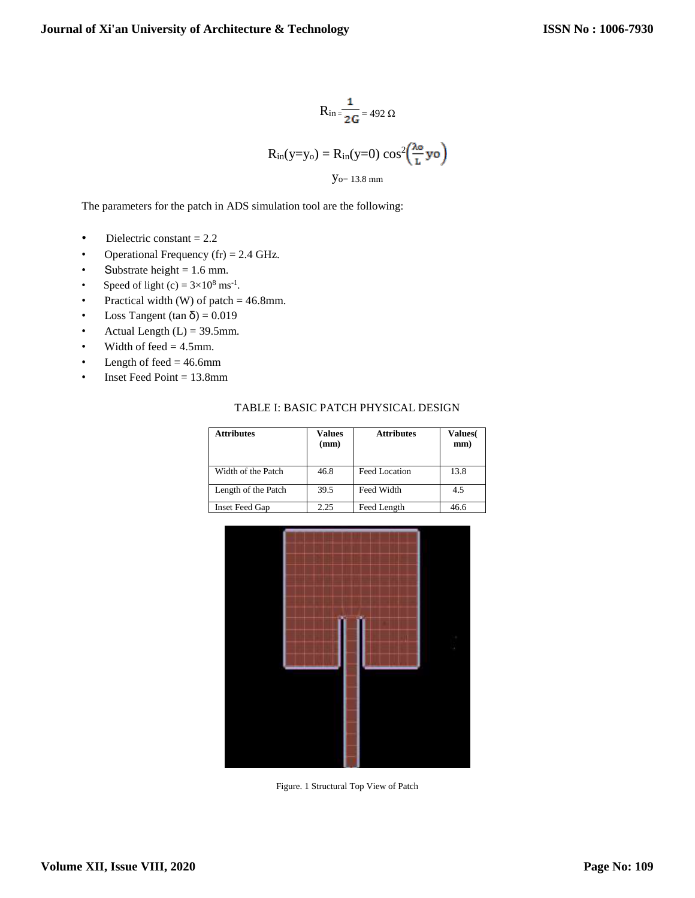$$R_{in} = \frac{1}{2G} = 492\ \Omega$$

$$R_{in}(y=y_o) = R_{in}(y=0)\cos^2\left(\frac{\lambda_o}{L}y_o\right)$$

$$y_o = 13.8\text{ mm}$$

The parameters for the patch in ADS simulation tool are the following:

- Dielectric constant = 2.2
- Operational Frequency ($f_r$) = 2.4 GHz.
- Substrate height = 1.6 mm.
- Speed of light (c) = $3\times10^8$ $ms^{-1}$.
- Practical width (W) of patch = 46.8mm.
- Loss Tangent (tan δ) = 0.019
- Actual Length (L) = 39.5mm.
- Width of feed = 4.5mm.
- Length of feed = 46.6mm
- Inset Feed Point = 13.8mm

TABLE I: BASIC PATCH PHYSICAL DESIGN

| Attributes | Values (mm) | Attributes | Values( mm) |
|---|---|---|---|
| Width of the Patch | 46.8 | Feed Location | 13.8 |
| Length of the Patch | 39.5 | Feed Width | 4.5 |
| Inset Feed Gap | 2.25 | Feed Length | 46.6 |

Figure. 1 Structural Top View of Patch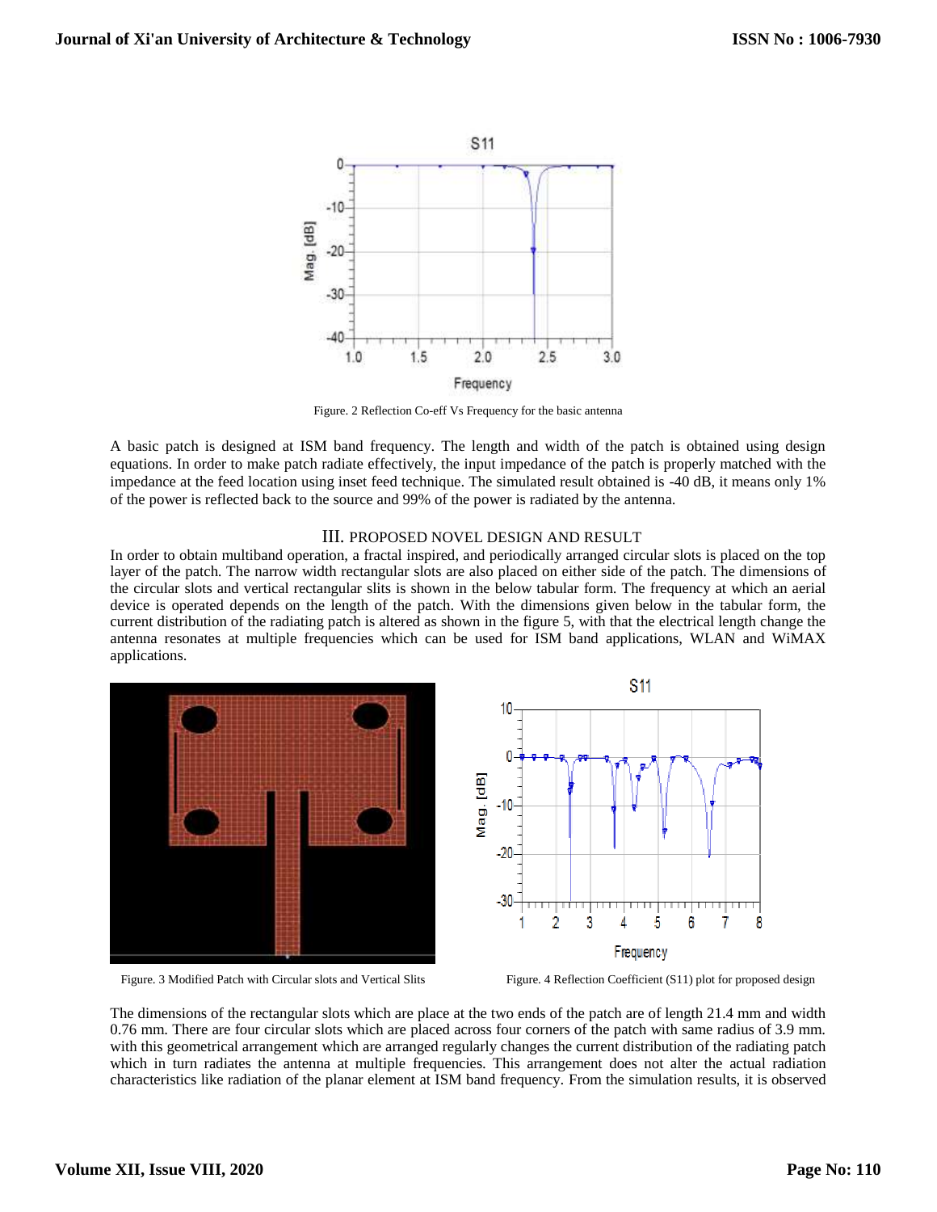Figure. 2 Reflection Co-eff Vs Frequency for the basic antenna

A basic patch is designed at ISM band frequency. The length and width of the patch is obtained using design equations. In order to make patch radiate effectively, the input impedance of the patch is properly matched with the impedance at the feed location using inset feed technique. The simulated result obtained is -40 dB, it means only 1% of the power is reflected back to the source and 99% of the power is radiated by the antenna.

## III. PROPOSED NOVEL DESIGN AND RESULT

In order to obtain multiband operation, a fractal inspired, and periodically arranged circular slots is placed on the top layer of the patch. The narrow width rectangular slots are also placed on either side of the patch. The dimensions of the circular slots and vertical rectangular slits is shown in the below tabular form. The frequency at which an aerial device is operated depends on the length of the patch. With the dimensions given below in the tabular form, the current distribution of the radiating patch is altered as shown in the figure 5, with that the electrical length change the antenna resonates at multiple frequencies which can be used for ISM band applications, WLAN and WiMAX applications.

Figure. 3 Modified Patch with Circular slots and Vertical Slits

Figure. 4 Reflection Coefficient (S11) plot for proposed design

The dimensions of the rectangular slots which are place at the two ends of the patch are of length 21.4 mm and width 0.76 mm. There are four circular slots which are placed across four corners of the patch with same radius of 3.9 mm. with this geometrical arrangement which are arranged regularly changes the current distribution of the radiating patch which in turn radiates the antenna at multiple frequencies. This arrangement does not alter the actual radiation characteristics like radiation of the planar element at ISM band frequency. From the simulation results, it is observed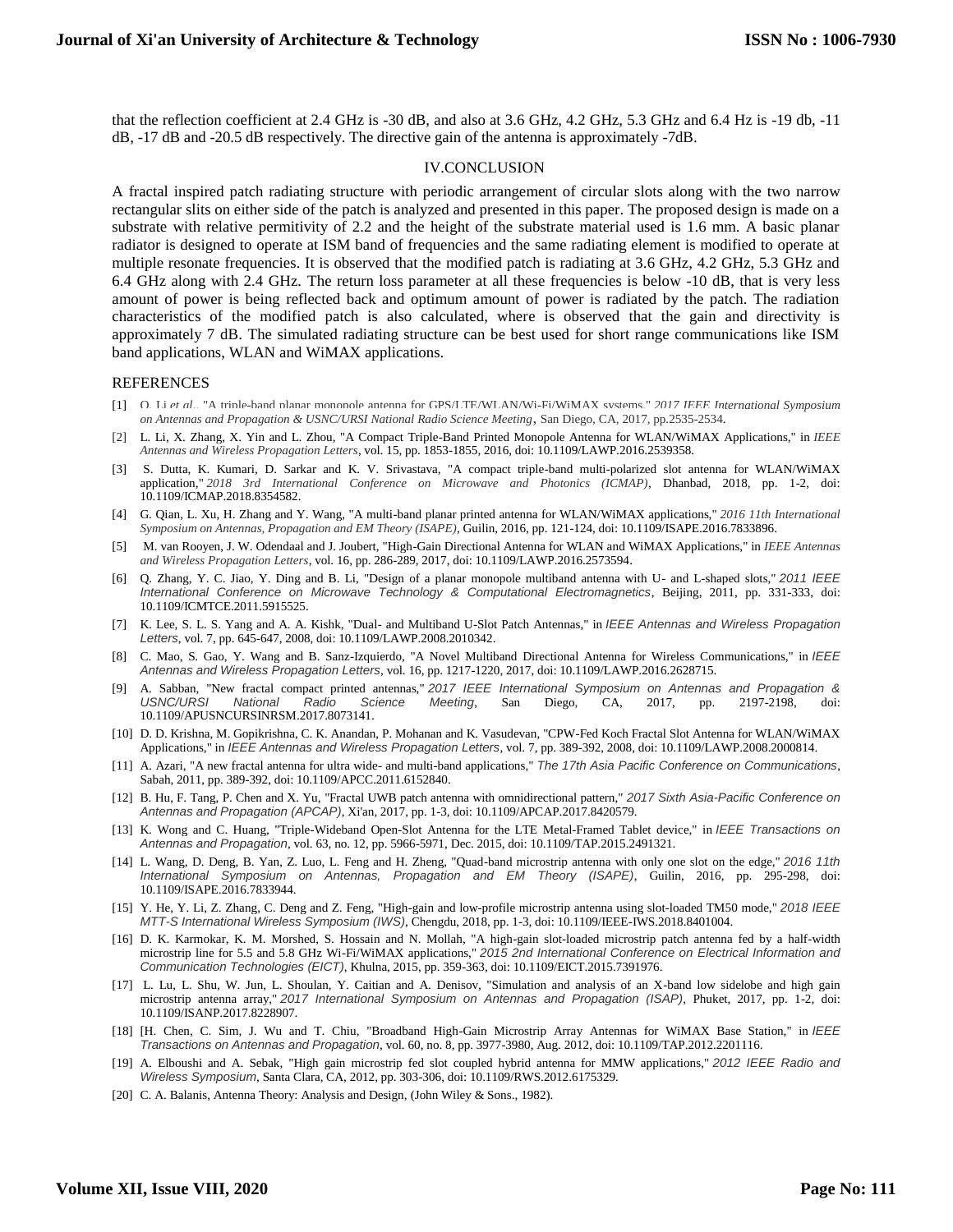that the reflection coefficient at 2.4 GHz is -30 dB, and also at 3.6 GHz, 4.2 GHz, 5.3 GHz and 6.4 Hz is -19 db, -11 dB, -17 dB and -20.5 dB respectively. The directive gain of the antenna is approximately -7dB.

## IV.CONCLUSION

A fractal inspired patch radiating structure with periodic arrangement of circular slots along with the two narrow rectangular slits on either side of the patch is analyzed and presented in this paper. The proposed design is made on a substrate with relative permitivity of 2.2 and the height of the substrate material used is 1.6 mm. A basic planar radiator is designed to operate at ISM band of frequencies and the same radiating element is modified to operate at multiple resonate frequencies. It is observed that the modified patch is radiating at 3.6 GHz, 4.2 GHz, 5.3 GHz and 6.4 GHz along with 2.4 GHz. The return loss parameter at all these frequencies is below -10 dB, that is very less amount of power is being reflected back and optimum amount of power is radiated by the patch. The radiation characteristics of the modified patch is also calculated, where is observed that the gain and directivity is approximately 7 dB. The simulated radiating structure can be best used for short range communications like ISM band applications, WLAN and WiMAX applications.

## REFERENCES

[1] Q. Li *et al.*, "A triple-band planar monopole antenna for GPS/LTE/WLAN/Wi-Fi/WiMAX systems," *2017 IEEE International Symposium on Antennas and Propagation & USNC/URSI National Radio Science Meeting*, San Diego, CA, 2017, pp.2535-2534.

[2] L. Li, X. Zhang, X. Yin and L. Zhou, "A Compact Triple-Band Printed Monopole Antenna for WLAN/WiMAX Applications," in *IEEE Antennas and Wireless Propagation Letters*, vol. 15, pp. 1853-1855, 2016, doi: 10.1109/LAWP.2016.2539358.

[3] S. Dutta, K. Kumari, D. Sarkar and K. V. Srivastava, "A compact triple-band multi-polarized slot antenna for WLAN/WiMAX application," *2018 3rd International Conference on Microwave and Photonics (ICMAP)*, Dhanbad, 2018, pp. 1-2, doi: 10.1109/ICMAP.2018.8354582.

[4] G. Qian, L. Xu, H. Zhang and Y. Wang, "A multi-band planar printed antenna for WLAN/WiMAX applications," *2016 11th International Symposium on Antennas, Propagation and EM Theory (ISAPE)*, Guilin, 2016, pp. 121-124, doi: 10.1109/ISAPE.2016.7833896.

[5] M. van Rooyen, J. W. Odendaal and J. Joubert, "High-Gain Directional Antenna for WLAN and WiMAX Applications," in *IEEE Antennas and Wireless Propagation Letters*, vol. 16, pp. 286-289, 2017, doi: 10.1109/LAWP.2016.2573594.

[6] Q. Zhang, Y. C. Jiao, Y. Ding and B. Li, "Design of a planar monopole multiband antenna with U- and L-shaped slots," *2011 IEEE International Conference on Microwave Technology & Computational Electromagnetics*, Beijing, 2011, pp. 331-333, doi: 10.1109/ICMTCE.2011.5915525.

[7] K. Lee, S. L. S. Yang and A. A. Kishk, "Dual- and Multiband U-Slot Patch Antennas," in *IEEE Antennas and Wireless Propagation Letters*, vol. 7, pp. 645-647, 2008, doi: 10.1109/LAWP.2008.2010342.

[8] C. Mao, S. Gao, Y. Wang and B. Sanz-Izquierdo, "A Novel Multiband Directional Antenna for Wireless Communications," in *IEEE Antennas and Wireless Propagation Letters*, vol. 16, pp. 1217-1220, 2017, doi: 10.1109/LAWP.2016.2628715.

[9] A. Sabban, "New fractal compact printed antennas," *2017 IEEE International Symposium on Antennas and Propagation & USNC/URSI National Radio Science Meeting*, San Diego, CA, 2017, pp. 2197-2198, doi: 10.1109/APUSNCURSINRSM.2017.8073141.

[10] D. D. Krishna, M. Gopikrishna, C. K. Anandan, P. Mohanan and K. Vasudevan, "CPW-Fed Koch Fractal Slot Antenna for WLAN/WiMAX Applications," in *IEEE Antennas and Wireless Propagation Letters*, vol. 7, pp. 389-392, 2008, doi: 10.1109/LAWP.2008.2000814.

[11] A. Azari, "A new fractal antenna for ultra wide- and multi-band applications," *The 17th Asia Pacific Conference on Communications*, Sabah, 2011, pp. 389-392, doi: 10.1109/APCC.2011.6152840.

[12] B. Hu, F. Tang, P. Chen and X. Yu, "Fractal UWB patch antenna with omnidirectional pattern," *2017 Sixth Asia-Pacific Conference on Antennas and Propagation (APCAP)*, Xi'an, 2017, pp. 1-3, doi: 10.1109/APCAP.2017.8420579.

[13] K. Wong and C. Huang, "Triple-Wideband Open-Slot Antenna for the LTE Metal-Framed Tablet device," in *IEEE Transactions on Antennas and Propagation*, vol. 63, no. 12, pp. 5966-5971, Dec. 2015, doi: 10.1109/TAP.2015.2491321.

[14] L. Wang, D. Deng, B. Yan, Z. Luo, L. Feng and H. Zheng, "Quad-band microstrip antenna with only one slot on the edge," *2016 11th International Symposium on Antennas, Propagation and EM Theory (ISAPE)*, Guilin, 2016, pp. 295-298, doi: 10.1109/ISAPE.2016.7833944.

[15] Y. He, Y. Li, Z. Zhang, C. Deng and Z. Feng, "High-gain and low-profile microstrip antenna using slot-loaded TM50 mode," *2018 IEEE MTT-S International Wireless Symposium (IWS)*, Chengdu, 2018, pp. 1-3, doi: 10.1109/IEEE-IWS.2018.8401004.

[16] D. K. Karmokar, K. M. Morshed, S. Hossain and N. Mollah, "A high-gain slot-loaded microstrip patch antenna fed by a half-width microstrip line for 5.5 and 5.8 GHz Wi-Fi/WiMAX applications," *2015 2nd International Conference on Electrical Information and Communication Technologies (EICT)*, Khulna, 2015, pp. 359-363, doi: 10.1109/EICT.2015.7391976.

[17] L. Lu, L. Shu, W. Jun, L. Shoulan, Y. Caitian and A. Denisov, "Simulation and analysis of an X-band low sidelobe and high gain microstrip antenna array," *2017 International Symposium on Antennas and Propagation (ISAP)*, Phuket, 2017, pp. 1-2, doi: 10.1109/ISANP.2017.8228907.

[18] [H. Chen, C. Sim, J. Wu and T. Chiu, "Broadband High-Gain Microstrip Array Antennas for WiMAX Base Station," in *IEEE Transactions on Antennas and Propagation*, vol. 60, no. 8, pp. 3977-3980, Aug. 2012, doi: 10.1109/TAP.2012.2201116.

[19] A. Elboushi and A. Sebak, "High gain microstrip fed slot coupled hybrid antenna for MMW applications," *2012 IEEE Radio and Wireless Symposium*, Santa Clara, CA, 2012, pp. 303-306, doi: 10.1109/RWS.2012.6175329.

[20] C. A. Balanis, Antenna Theory: Analysis and Design, (John Wiley & Sons., 1982).